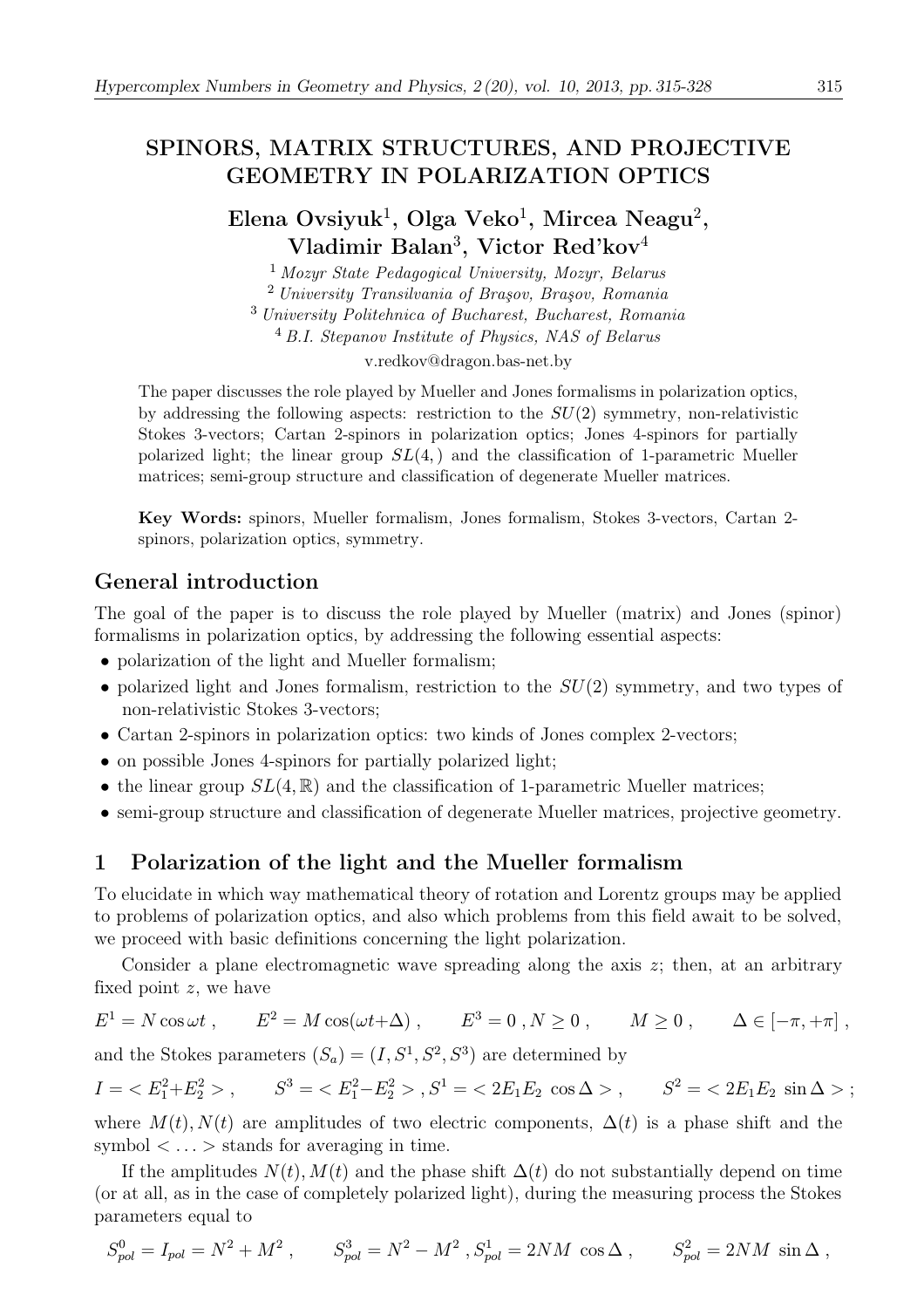# SPINORS, MATRIX STRUCTURES, AND PROJECTIVE GEOMETRY IN POLARIZATION OPTICS

**Elena Ovsiyuk[1], Olga Veko[1], Mircea Neagu[2], Vladimir Balan[3], Victor Red'kov[4]**

[1] *Mozyr State Pedagogical University, Mozyr, Belarus*
[2] *University Transilvania of Braşov, Braşov, Romania*
[3] *University Politehnica of Bucharest, Bucharest, Romania*
[4] *B.I. Stepanov Institute of Physics, NAS of Belarus*

v.redkov@dragon.bas-net.by

The paper discusses the role played by Mueller and Jones formalisms in polarization optics, by addressing the following aspects: restriction to the $SU(2)$ symmetry, non-relativistic Stokes 3-vectors; Cartan 2-spinors in polarization optics; Jones 4-spinors for partially polarized light; the linear group $SL(4,)$ and the classification of 1-parametric Mueller matrices; semi-group structure and classification of degenerate Mueller matrices.

**Key Words:** spinors, Mueller formalism, Jones formalism, Stokes 3-vectors, Cartan 2-spinors, polarization optics, symmetry.

## General introduction

The goal of the paper is to discuss the role played by Mueller (matrix) and Jones (spinor) formalisms in polarization optics, by addressing the following essential aspects:

- polarization of the light and Mueller formalism;
- polarized light and Jones formalism, restriction to the $SU(2)$ symmetry, and two types of non-relativistic Stokes 3-vectors;
- Cartan 2-spinors in polarization optics: two kinds of Jones complex 2-vectors;
- on possible Jones 4-spinors for partially polarized light;
- the linear group $SL(4,\mathbb{R})$ and the classification of 1-parametric Mueller matrices;
- semi-group structure and classification of degenerate Mueller matrices, projective geometry.

## 1 Polarization of the light and the Mueller formalism

To elucidate in which way mathematical theory of rotation and Lorentz groups may be applied to problems of polarization optics, and also which problems from this field await to be solved, we proceed with basic definitions concerning the light polarization.

Consider a plane electromagnetic wave spreading along the axis $z$; then, at an arbitrary fixed point $z$, we have

$$E^1 = N\cos\omega t\,, \qquad E^2 = M\cos(\omega t+\Delta)\,, \qquad E^3 = 0\,, N \geq 0\,, \qquad M \geq 0\,, \qquad \Delta \in [-\pi, +\pi]\,,$$

and the Stokes parameters $(S_a) = (I, S^1, S^2, S^3)$ are determined by

$$I = < E_1^2+E_2^2 >\,, \qquad S^3 = < E_1^2-E_2^2 >\,, S^1 = < 2E_1E_2\,\cos\Delta >\,, \qquad S^2 = < 2E_1E_2\,\sin\Delta >\,;$$

where $M(t), N(t)$ are amplitudes of two electric components, $\Delta(t)$ is a phase shift and the symbol $< \ldots >$ stands for averaging in time.

If the amplitudes $N(t), M(t)$ and the phase shift $\Delta(t)$ do not substantially depend on time (or at all, as in the case of completely polarized light), during the measuring process the Stokes parameters equal to

$$S^0_{pol} = I_{pol} = N^2 + M^2\,, \qquad S^3_{pol} = N^2 - M^2\,, S^1_{pol} = 2NM\,\cos\Delta\,, \qquad S^2_{pol} = 2NM\,\sin\Delta\,,$$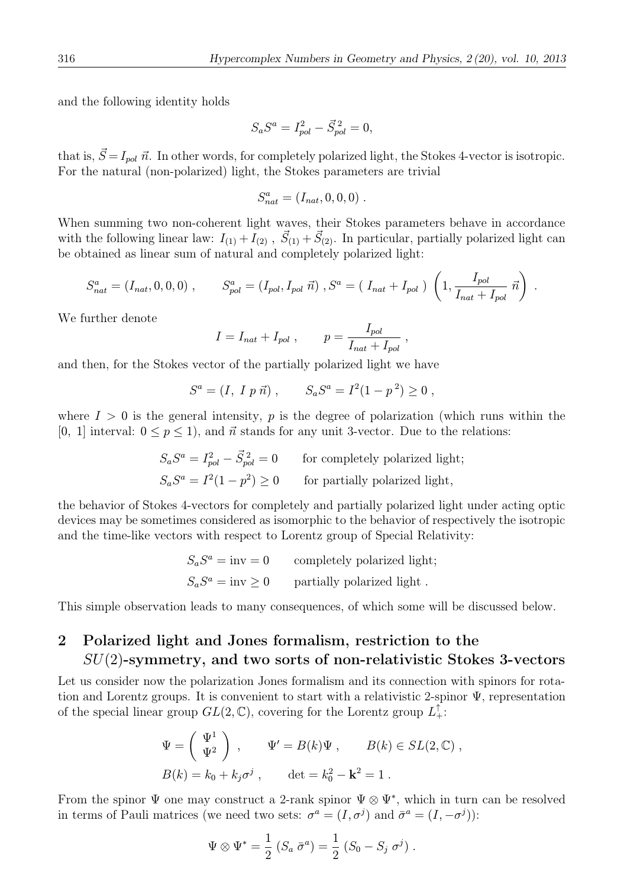and the following identity holds

$$S_a S^a = I_{pol}^2 - \vec{S}_{pol}^{\,2} = 0,$$

that is, $\vec{S} = I_{pol}\,\vec{n}$. In other words, for completely polarized light, the Stokes 4-vector is isotropic. For the natural (non-polarized) light, the Stokes parameters are trivial

$$S^a_{nat} = (I_{nat}, 0, 0, 0) \; .$$

When summing two non-coherent light waves, their Stokes parameters behave in accordance with the following linear law: $I_{(1)} + I_{(2)}$ , $\vec{S}_{(1)} + \vec{S}_{(2)}$. In particular, partially polarized light can be obtained as linear sum of natural and completely polarized light:

$$S^a_{nat} = (I_{nat}, 0, 0, 0) \; , \qquad S^a_{pol} = (I_{pol}, I_{pol}\,\vec{n}) \; , S^a = (\, I_{nat} + I_{pol} \,) \; \left( 1, \frac{I_{pol}}{I_{nat} + I_{pol}}\,\vec{n} \right) \; .$$

We further denote

$$I = I_{nat} + I_{pol} \; , \qquad p = \frac{I_{pol}}{I_{nat} + I_{pol}} \; ,$$

and then, for the Stokes vector of the partially polarized light we have

$$S^a = (I, \; I\,p\,\vec{n}) \; , \qquad S_a S^a = I^2(1 - p^{\,2}) \geq 0 \; ,$$

where $I > 0$ is the general intensity, $p$ is the degree of polarization (which runs within the $[0, \; 1]$ interval: $0 \leq p \leq 1$), and $\vec{n}$ stands for any unit 3-vector. Due to the relations:

$$S_a S^a = I_{pol}^2 - \vec{S}_{pol}^{\,2} = 0 \qquad \text{for completely polarized light;}$$
$$S_a S^a = I^2(1 - p^2) \geq 0 \qquad \text{for partially polarized light,}$$

the behavior of Stokes 4-vectors for completely and partially polarized light under acting optic devices may be sometimes considered as isomorphic to the behavior of respectively the isotropic and the time-like vectors with respect to Lorentz group of Special Relativity:

$$S_a S^a = \text{inv} = 0 \qquad \text{completely polarized light;}$$
$$S_a S^a = \text{inv} \geq 0 \qquad \text{partially polarized light .}$$

This simple observation leads to many consequences, of which some will be discussed below.

## 2 Polarized light and Jones formalism, restriction to the $SU(2)$-symmetry, and two sorts of non-relativistic Stokes 3-vectors

Let us consider now the polarization Jones formalism and its connection with spinors for rotation and Lorentz groups. It is convenient to start with a relativistic 2-spinor $\Psi$, representation of the special linear group $GL(2, \mathbb{C})$, covering for the Lorentz group $L^{\uparrow}_{+}$:

$$\Psi = \left( \begin{array}{c} \Psi^1 \\ \Psi^2 \end{array} \right) \; , \qquad \Psi' = B(k)\Psi \; , \qquad B(k) \in SL(2, \mathbb{C}) \; ,$$
$$B(k) = k_0 + k_j \sigma^j \; , \qquad \det = k_0^2 - \mathbf{k}^2 = 1 \; .$$

From the spinor $\Psi$ one may construct a 2-rank spinor $\Psi \otimes \Psi^*$, which in turn can be resolved in terms of Pauli matrices (we need two sets: $\sigma^a = (I, \sigma^j)$ and $\bar{\sigma}^a = (I, -\sigma^j)$):

$$\Psi \otimes \Psi^* = \frac{1}{2}\,(S_a\,\bar{\sigma}^a) = \frac{1}{2}\,(S_0 - S_j\,\sigma^j) \; .$$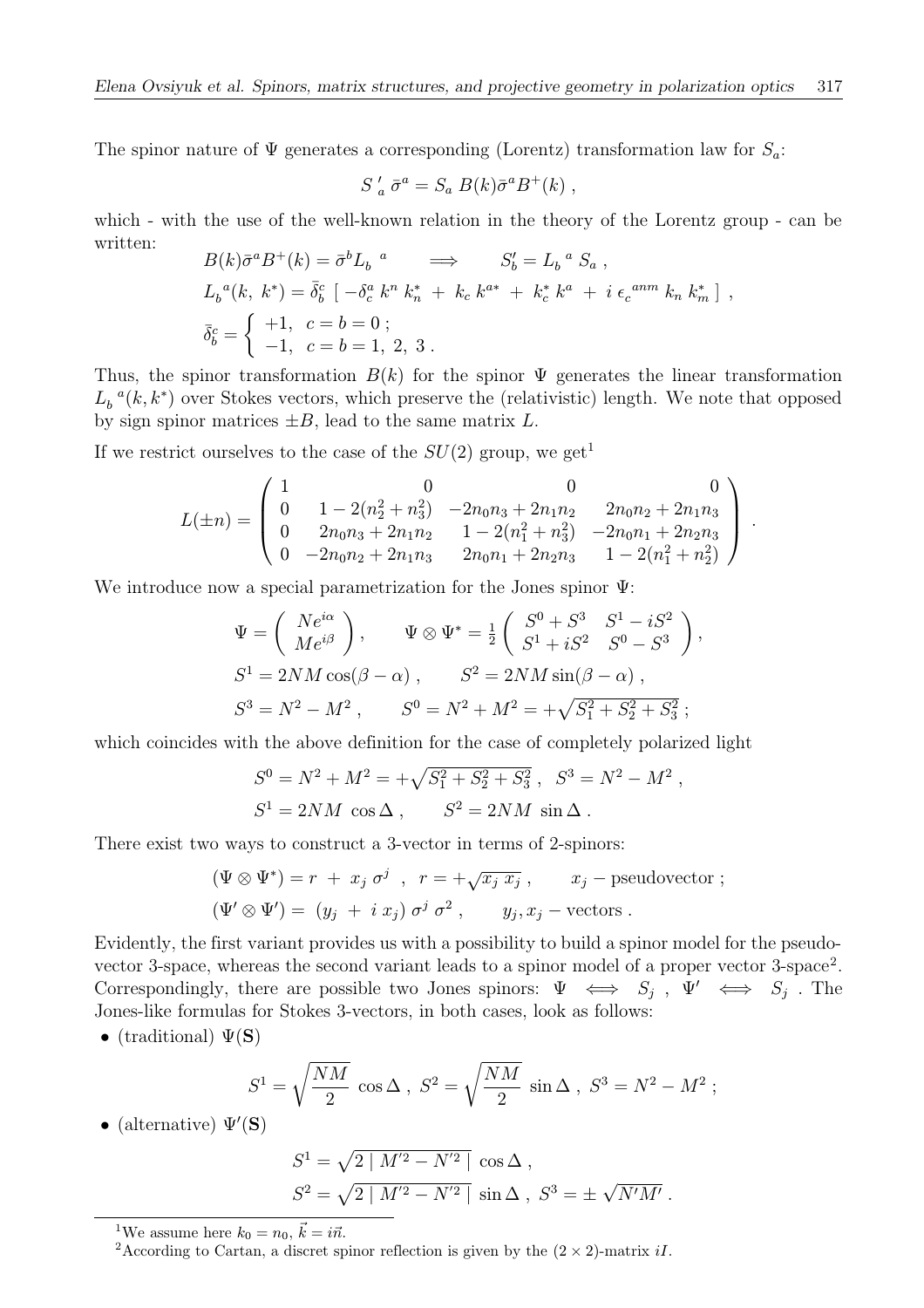The spinor nature of $\Psi$ generates a corresponding (Lorentz) transformation law for $S_a$:

$$S\,'_{a}\,\bar{\sigma}^{a} = S_{a}\,B(k)\bar{\sigma}^{a}B^{+}(k)\;,$$

which - with the use of the well-known relation in the theory of the Lorentz group - can be written:

$$B(k)\bar{\sigma}^{a}B^{+}(k) = \bar{\sigma}^{b}L_{b}{}^{a} \qquad \Longrightarrow \qquad S'_{b} = L_{b}{}^{a}\,S_{a}\;,$$

$$L_{b}{}^{a}(k,\;k^{*}) = \bar{\delta}^{c}_{b}\;[\;-\delta^{a}_{c}\,k^{n}\,k^{*}_{n}\;+\;k_{c}\,k^{a*}\;+\;k^{*}_{c}\,k^{a}\;+\;i\,\epsilon_{c}{}^{anm}\,k_{n}\,k^{*}_{m}\;]\;,$$

$$\bar{\delta}^{c}_{b} = \left\{\begin{array}{ll} +1, & c=b=0\;; \\ -1, & c=b=1,\;2,\;3\;. \end{array}\right.$$

Thus, the spinor transformation $B(k)$ for the spinor $\Psi$ generates the linear transformation $L_{b}{}^{a}(k,k^{*})$ over Stokes vectors, which preserve the (relativistic) length. We note that opposed by sign spinor matrices $\pm B$, lead to the same matrix $L$.

If we restrict ourselves to the case of the $SU(2)$ group, we get[1]

$$L(\pm n) = \left(\begin{array}{cccc} 1 & 0 & 0 & 0 \\ 0 & 1-2(n_2^2+n_3^2) & -2n_0n_3+2n_1n_2 & 2n_0n_2+2n_1n_3 \\ 0 & 2n_0n_3+2n_1n_2 & 1-2(n_1^2+n_3^2) & -2n_0n_1+2n_2n_3 \\ 0 & -2n_0n_2+2n_1n_3 & 2n_0n_1+2n_2n_3 & 1-2(n_1^2+n_2^2) \end{array}\right).$$

We introduce now a special parametrization for the Jones spinor $\Psi$:

$$\Psi = \left(\begin{array}{c} Ne^{i\alpha} \\ Me^{i\beta} \end{array}\right), \qquad \Psi\otimes\Psi^{*} = \frac{1}{2}\left(\begin{array}{cc} S^0+S^3 & S^1-iS^2 \\ S^1+iS^2 & S^0-S^3 \end{array}\right),$$

$$S^1 = 2NM\cos(\beta-\alpha)\;, \qquad S^2 = 2NM\sin(\beta-\alpha)\;,$$

$$S^3 = N^2-M^2\;, \qquad S^0 = N^2+M^2 = +\sqrt{S_1^2+S_2^2+S_3^2}\;;$$

which coincides with the above definition for the case of completely polarized light

$$S^0 = N^2+M^2 = +\sqrt{S_1^2+S_2^2+S_3^2}\;,\;\; S^3 = N^2-M^2\;,$$

$$S^1 = 2NM\;\cos\Delta\;, \qquad S^2 = 2NM\;\sin\Delta\;.$$

There exist two ways to construct a 3-vector in terms of 2-spinors:

$$(\Psi\otimes\Psi^{*}) = r\;+\;x_j\,\sigma^{j}\;\;,\;\; r = +\sqrt{x_j\,x_j}\;, \qquad x_j - \text{pseudovector}\;;$$

$$(\Psi'\otimes\Psi') = \;(y_j\;+\;i\;x_j)\,\sigma^{j}\,\sigma^{2}\;, \qquad y_j, x_j - \text{vectors}\;.$$

Evidently, the first variant provides us with a possibility to build a spinor model for the pseudo-vector 3-space, whereas the second variant leads to a spinor model of a proper vector 3-space[2]. Correspondingly, there are possible two Jones spinors: $\Psi \iff S_j$ , $\Psi' \iff S_j$ . The Jones-like formulas for Stokes 3-vectors, in both cases, look as follows:

- (traditional) $\Psi(\mathbf{S})$

$$S^1 = \sqrt{\frac{NM}{2}}\;\cos\Delta\;,\; S^2 = \sqrt{\frac{NM}{2}}\;\sin\Delta\;,\; S^3 = N^2-M^2\;;$$

- (alternative) $\Psi'(\mathbf{S})$

$$S^1 = \sqrt{2\mid M'^2-N'^2\mid}\;\cos\Delta\;,$$

$$S^2 = \sqrt{2\mid M'^2-N'^2\mid}\;\sin\Delta\;,\; S^3 = \pm\sqrt{N'M'}\;.$$

---

[1] We assume here $k_0 = n_0$, $\vec{k} = i\vec{n}$.

[2] According to Cartan, a discret spinor reflection is given by the $(2\times 2)$-matrix $iI$.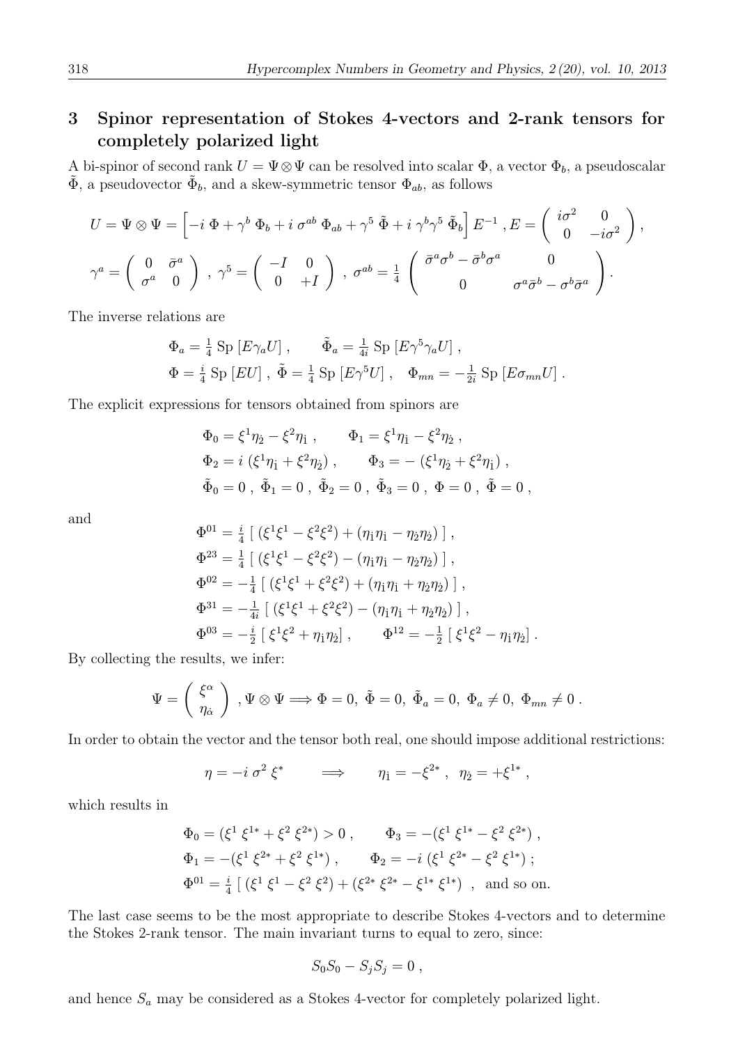## 3 Spinor representation of Stokes 4-vectors and 2-rank tensors for completely polarized light

A bi-spinor of second rank $U = \Psi \otimes \Psi$ can be resolved into scalar $\Phi$, a vector $\Phi_b$, a pseudoscalar $\tilde{\Phi}$, a pseudovector $\tilde{\Phi}_b$, and a skew-symmetric tensor $\Phi_{ab}$, as follows

$$
U = \Psi \otimes \Psi = \Big[ -i\, \Phi + \gamma^b\, \Phi_b + i\, \sigma^{ab}\, \Phi_{ab} + \gamma^5\, \tilde{\Phi} + i\, \gamma^b \gamma^5\, \tilde{\Phi}_b \Big]\, E^{-1}\,, E = \left( \begin{array}{cc} i\sigma^2 & 0 \\ 0 & -i\sigma^2 \end{array} \right),
$$

$$
\gamma^a = \left( \begin{array}{cc} 0 & \bar{\sigma}^a \\ \sigma^a & 0 \end{array} \right)\,,\ \gamma^5 = \left( \begin{array}{cc} -I & 0 \\ 0 & +I \end{array} \right)\,,\ \sigma^{ab} = \frac{1}{4} \left( \begin{array}{cc} \bar{\sigma}^a \sigma^b - \bar{\sigma}^b \sigma^a & 0 \\ 0 & \sigma^a \bar{\sigma}^b - \sigma^b \bar{\sigma}^a \end{array} \right).
$$

The inverse relations are

$$
\Phi_a = \tfrac{1}{4}\, \mathrm{Sp}\, [E \gamma_a U]\,, \qquad \tilde{\Phi}_a = \tfrac{1}{4i}\, \mathrm{Sp}\, [E \gamma^5 \gamma_a U]\,,
$$

$$
\Phi = \tfrac{i}{4}\, \mathrm{Sp}\, [E U]\,,\ \tilde{\Phi} = \tfrac{1}{4}\, \mathrm{Sp}\, [E \gamma^5 U]\,, \quad \Phi_{mn} = -\tfrac{1}{2i}\, \mathrm{Sp}\, [E \sigma_{mn} U]\,.
$$

The explicit expressions for tensors obtained from spinors are

$$
\Phi_0 = \xi^1 \eta_{\dot{2}} - \xi^2 \eta_{\dot{1}}\,, \qquad \Phi_1 = \xi^1 \eta_{\dot{1}} - \xi^2 \eta_{\dot{2}}\,,
$$

$$
\Phi_2 = i\, (\xi^1 \eta_{\dot{1}} + \xi^2 \eta_{\dot{2}})\,, \qquad \Phi_3 = -\, (\xi^1 \eta_{\dot{2}} + \xi^2 \eta_{\dot{1}})\,,
$$

$$
\tilde{\Phi}_0 = 0\,,\ \tilde{\Phi}_1 = 0\,,\ \tilde{\Phi}_2 = 0\,,\ \tilde{\Phi}_3 = 0\,,\ \Phi = 0\,,\ \tilde{\Phi} = 0\,,
$$

and

$$
\Phi^{01} = \tfrac{i}{4}\, [\, (\xi^1 \xi^1 - \xi^2 \xi^2) + (\eta_{\dot{1}} \eta_{\dot{1}} - \eta_{\dot{2}} \eta_{\dot{2}})\, ]\,,
$$

$$
\Phi^{23} = \tfrac{1}{4}\, [\, (\xi^1 \xi^1 - \xi^2 \xi^2) - (\eta_{\dot{1}} \eta_{\dot{1}} - \eta_{\dot{2}} \eta_{\dot{2}})\, ]\,,
$$

$$
\Phi^{02} = -\tfrac{1}{4}\, [\, (\xi^1 \xi^1 + \xi^2 \xi^2) + (\eta_{\dot{1}} \eta_{\dot{1}} + \eta_{\dot{2}} \eta_{\dot{2}})\, ]\,,
$$

$$
\Phi^{31} = -\tfrac{1}{4i}\, [\, (\xi^1 \xi^1 + \xi^2 \xi^2) - (\eta_{\dot{1}} \eta_{\dot{1}} + \eta_{\dot{2}} \eta_{\dot{2}})\, ]\,,
$$

$$
\Phi^{03} = -\tfrac{i}{2}\, [\, \xi^1 \xi^2 + \eta_{\dot{1}} \eta_{\dot{2}}]\,, \qquad \Phi^{12} = -\tfrac{1}{2}\, [\, \xi^1 \xi^2 - \eta_{\dot{1}} \eta_{\dot{2}}]\,.
$$

By collecting the results, we infer:

$$
\Psi = \left( \begin{array}{c} \xi^\alpha \\ \eta_{\dot{\alpha}} \end{array} \right)\,, \Psi \otimes \Psi \Longrightarrow \Phi = 0,\ \tilde{\Phi} = 0,\ \tilde{\Phi}_a = 0,\ \Phi_a \neq 0,\ \Phi_{mn} \neq 0\,.
$$

In order to obtain the vector and the tensor both real, one should impose additional restrictions:

$$
\eta = -i\, \sigma^2\, \xi^* \qquad \Longrightarrow \qquad \eta_{\dot{1}} = -\xi^{2*}\,,\ \ \eta_{\dot{2}} = +\xi^{1*}\,,
$$

which results in

$$
\Phi_0 = (\xi^1\, \xi^{1*} + \xi^2\, \xi^{2*}) > 0\,, \qquad \Phi_3 = -(\xi^1\, \xi^{1*} - \xi^2\, \xi^{2*})\,,
$$

$$
\Phi_1 = -(\xi^1\, \xi^{2*} + \xi^2\, \xi^{1*})\,, \qquad \Phi_2 = -i\, (\xi^1\, \xi^{2*} - \xi^2\, \xi^{1*})\,;
$$

$$
\Phi^{01} = \tfrac{i}{4}\, [\, (\xi^1\, \xi^1 - \xi^2\, \xi^2) + (\xi^{2*}\, \xi^{2*} - \xi^{1*}\, \xi^{1*})\ \ , \ \text{and so on.}
$$

The last case seems to be the most appropriate to describe Stokes 4-vectors and to determine the Stokes 2-rank tensor. The main invariant turns to equal to zero, since:

$$
S_0 S_0 - S_j S_j = 0\,,
$$

and hence $S_a$ may be considered as a Stokes 4-vector for completely polarized light.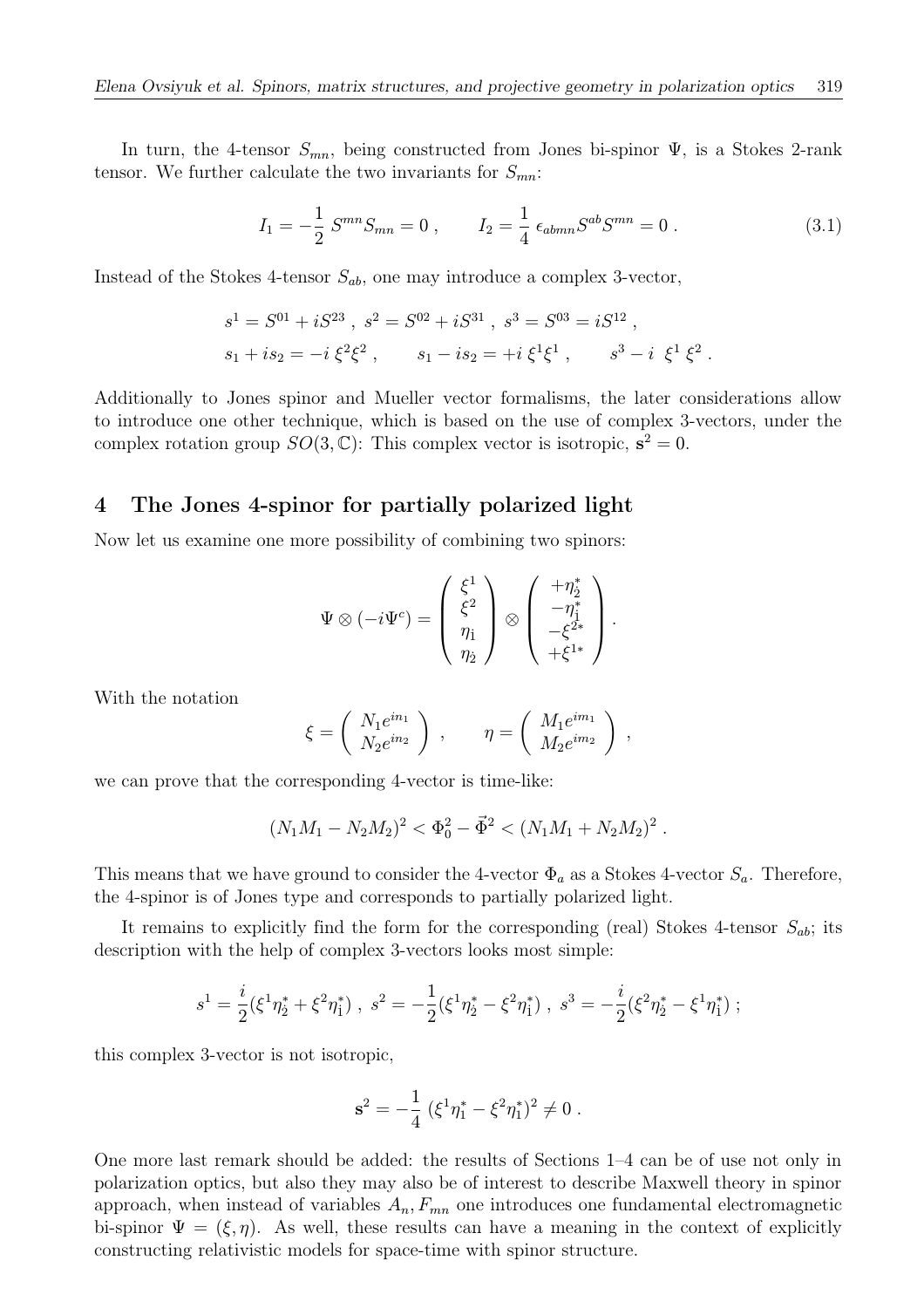In turn, the 4-tensor $S_{mn}$, being constructed from Jones bi-spinor $\Psi$, is a Stokes 2-rank tensor. We further calculate the two invariants for $S_{mn}$:

$$I_1 = -\frac{1}{2}\, S^{mn} S_{mn} = 0 \,, \qquad I_2 = \frac{1}{4}\, \epsilon_{abmn} S^{ab} S^{mn} = 0 \,. \tag{3.1}$$

Instead of the Stokes 4-tensor $S_{ab}$, one may introduce a complex 3-vector,

$$s^1 = S^{01} + iS^{23} \,,\; s^2 = S^{02} + iS^{31} \,,\; s^3 = S^{03} = iS^{12} \,,$$
$$s_1 + is_2 = -i\, \xi^2 \xi^2 \,, \qquad s_1 - is_2 = +i\, \xi^1 \xi^1 \,, \qquad s^3 - i\;\; \xi^1\, \xi^2 \,.$$

Additionally to Jones spinor and Mueller vector formalisms, the later considerations allow to introduce one other technique, which is based on the use of complex 3-vectors, under the complex rotation group $SO(3,\mathbb{C})$: This complex vector is isotropic, $\mathbf{s}^2 = 0$.

## 4 The Jones 4-spinor for partially polarized light

Now let us examine one more possibility of combining two spinors:

$$\Psi \otimes (-i\Psi^c) = \left( \begin{array}{c} \xi^1 \\ \xi^2 \\ \eta_{\dot 1} \\ \eta_{\dot 2} \end{array} \right) \otimes \left( \begin{array}{c} +\eta^*_{\dot 2} \\ -\eta^*_{\dot 1} \\ -\xi^{2*} \\ +\xi^{1*} \end{array} \right) .$$

With the notation

$$\xi = \left( \begin{array}{c} N_1 e^{in_1} \\ N_2 e^{in_2} \end{array} \right) \,, \qquad \eta = \left( \begin{array}{c} M_1 e^{im_1} \\ M_2 e^{im_2} \end{array} \right) \,,$$

we can prove that the corresponding 4-vector is time-like:

$$(N_1 M_1 - N_2 M_2)^2 < \Phi_0^2 - \vec{\Phi}^2 < (N_1 M_1 + N_2 M_2)^2 \,.$$

This means that we have ground to consider the 4-vector $\Phi_a$ as a Stokes 4-vector $S_a$. Therefore, the 4-spinor is of Jones type and corresponds to partially polarized light.

It remains to explicitly find the form for the corresponding (real) Stokes 4-tensor $S_{ab}$; its description with the help of complex 3-vectors looks most simple:

$$s^1 = \frac{i}{2}(\xi^1 \eta^*_{\dot 2} + \xi^2 \eta^*_{\dot 1}) \,,\; s^2 = -\frac{1}{2}(\xi^1 \eta^*_{\dot 2} - \xi^2 \eta^*_{\dot 1}) \,,\; s^3 = -\frac{i}{2}(\xi^2 \eta^*_{\dot 2} - \xi^1 \eta^*_{\dot 1}) \,;$$

this complex 3-vector is not isotropic,

$$\mathbf{s}^2 = -\frac{1}{4}\, (\xi^1 \eta^*_{\dot 1} - \xi^2 \eta^*_{\dot 1})^2 \neq 0 \,.$$

One more last remark should be added: the results of Sections 1–4 can be of use not only in polarization optics, but also they may also be of interest to describe Maxwell theory in spinor approach, when instead of variables $A_n, F_{mn}$ one introduces one fundamental electromagnetic bi-spinor $\Psi = (\xi, \eta)$. As well, these results can have a meaning in the context of explicitly constructing relativistic models for space-time with spinor structure.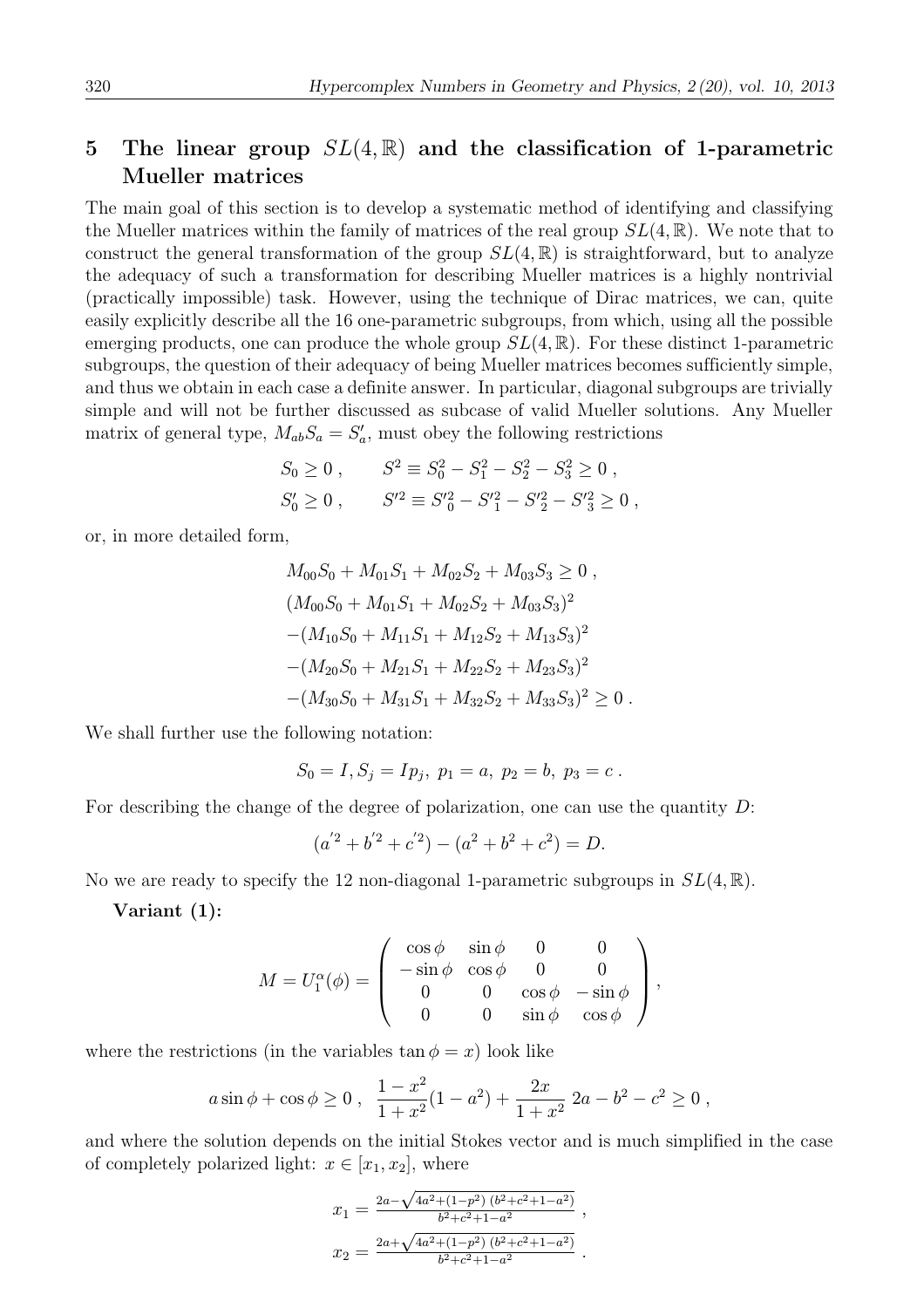## 5 The linear group $SL(4,\mathbb{R})$ and the classification of 1-parametric Mueller matrices

The main goal of this section is to develop a systematic method of identifying and classifying the Mueller matrices within the family of matrices of the real group $SL(4,\mathbb{R})$. We note that to construct the general transformation of the group $SL(4,\mathbb{R})$ is straightforward, but to analyze the adequacy of such a transformation for describing Mueller matrices is a highly nontrivial (practically impossible) task. However, using the technique of Dirac matrices, we can, quite easily explicitly describe all the 16 one-parametric subgroups, from which, using all the possible emerging products, one can produce the whole group $SL(4,\mathbb{R})$. For these distinct 1-parametric subgroups, the question of their adequacy of being Mueller matrices becomes sufficiently simple, and thus we obtain in each case a definite answer. In particular, diagonal subgroups are trivially simple and will not be further discussed as subcase of valid Mueller solutions. Any Mueller matrix of general type, $M_{ab}S_a = S'_a$, must obey the following restrictions

$$
S_0 \geq 0 \,, \qquad S^2 \equiv S_0^2 - S_1^2 - S_2^2 - S_3^2 \geq 0 \,,
$$
$$
S'_0 \geq 0 \,, \qquad S'^2 \equiv S'^2_0 - S'^2_1 - S'^2_2 - S'^2_3 \geq 0 \,,
$$

or, in more detailed form,

$$
\begin{aligned}
&M_{00}S_0 + M_{01}S_1 + M_{02}S_2 + M_{03}S_3 \geq 0 \,, \\
&(M_{00}S_0 + M_{01}S_1 + M_{02}S_2 + M_{03}S_3)^2 \\
&-(M_{10}S_0 + M_{11}S_1 + M_{12}S_2 + M_{13}S_3)^2 \\
&-(M_{20}S_0 + M_{21}S_1 + M_{22}S_2 + M_{23}S_3)^2 \\
&-(M_{30}S_0 + M_{31}S_1 + M_{32}S_2 + M_{33}S_3)^2 \geq 0 \,.
\end{aligned}
$$

We shall further use the following notation:

$$
S_0 = I, S_j = Ip_j, \; p_1 = a, \; p_2 = b, \; p_3 = c \,.
$$

For describing the change of the degree of polarization, one can use the quantity $D$:

$$
(a'^2 + b'^2 + c'^2) - (a^2 + b^2 + c^2) = D.
$$

No we are ready to specify the 12 non-diagonal 1-parametric subgroups in $SL(4,\mathbb{R})$.

**Variant (1):**

$$
M = U_1^{\alpha}(\phi) = \begin{pmatrix} \cos\phi & \sin\phi & 0 & 0 \\ -\sin\phi & \cos\phi & 0 & 0 \\ 0 & 0 & \cos\phi & -\sin\phi \\ 0 & 0 & \sin\phi & \cos\phi \end{pmatrix},
$$

where the restrictions (in the variables $\tan\phi = x$) look like

$$
a\sin\phi + \cos\phi \geq 0 \,, \;\; \frac{1-x^2}{1+x^2}(1-a^2) + \frac{2x}{1+x^2}\; 2a - b^2 - c^2 \geq 0 \,,
$$

and where the solution depends on the initial Stokes vector and is much simplified in the case of completely polarized light: $x \in [x_1, x_2]$, where

$$
x_1 = \frac{2a - \sqrt{4a^2 + (1-p^2)\,(b^2+c^2+1-a^2)}}{b^2+c^2+1-a^2} \,,
$$
$$
x_2 = \frac{2a + \sqrt{4a^2 + (1-p^2)\,(b^2+c^2+1-a^2)}}{b^2+c^2+1-a^2} \,.
$$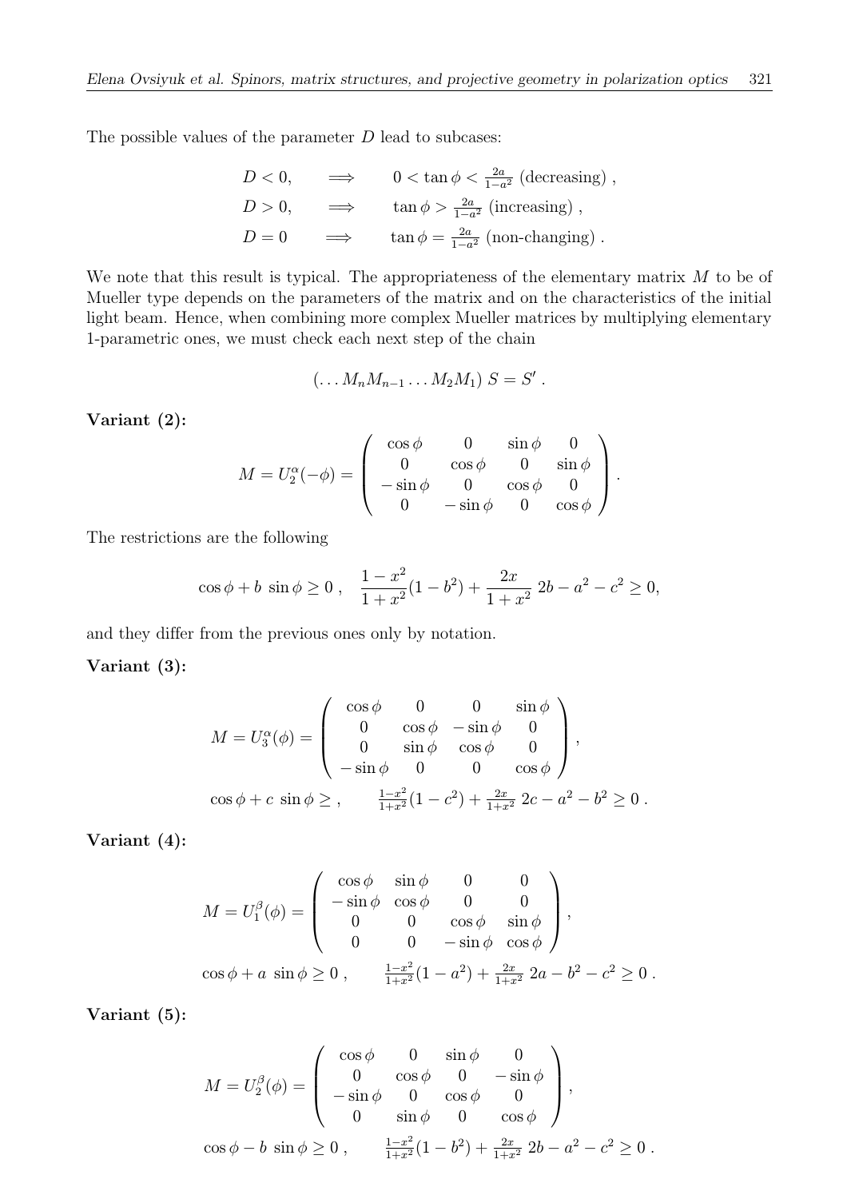The possible values of the parameter $D$ lead to subcases:

$$
\begin{aligned}
D < 0, \qquad &\Longrightarrow \qquad 0 < \tan\phi < \tfrac{2a}{1-a^2} \ (\text{decreasing}) \ , \\
D > 0, \qquad &\Longrightarrow \qquad \tan\phi > \tfrac{2a}{1-a^2} \ (\text{increasing}) \ , \\
D = 0 \qquad &\Longrightarrow \qquad \tan\phi = \tfrac{2a}{1-a^2} \ (\text{non-changing}) \ .
\end{aligned}
$$

We note that this result is typical. The appropriateness of the elementary matrix $M$ to be of Mueller type depends on the parameters of the matrix and on the characteristics of the initial light beam. Hence, when combining more complex Mueller matrices by multiplying elementary 1-parametric ones, we must check each next step of the chain

$$
(\dots M_n M_{n-1} \dots M_2 M_1) \ S = S' \ .
$$

**Variant (2):**

$$
M = U_2^{\alpha}(-\phi) = \left( \begin{array}{cccc} \cos\phi & 0 & \sin\phi & 0 \\ 0 & \cos\phi & 0 & \sin\phi \\ -\sin\phi & 0 & \cos\phi & 0 \\ 0 & -\sin\phi & 0 & \cos\phi \end{array} \right) .
$$

The restrictions are the following

$$
\cos\phi + b \ \sin\phi \geq 0 \ , \quad \frac{1-x^2}{1+x^2}(1-b^2) + \frac{2x}{1+x^2} \ 2b - a^2 - c^2 \geq 0,
$$

and they differ from the previous ones only by notation.

**Variant (3):**

$$
M = U_3^{\alpha}(\phi) = \left( \begin{array}{cccc} \cos\phi & 0 & 0 & \sin\phi \\ 0 & \cos\phi & -\sin\phi & 0 \\ 0 & \sin\phi & \cos\phi & 0 \\ -\sin\phi & 0 & 0 & \cos\phi \end{array} \right) ,
$$

$$
\cos\phi + c \ \sin\phi \geq \ , \qquad \tfrac{1-x^2}{1+x^2}(1-c^2) + \tfrac{2x}{1+x^2} \ 2c - a^2 - b^2 \geq 0 \ .
$$

**Variant (4):**

$$
M = U_1^{\beta}(\phi) = \left( \begin{array}{cccc} \cos\phi & \sin\phi & 0 & 0 \\ -\sin\phi & \cos\phi & 0 & 0 \\ 0 & 0 & \cos\phi & \sin\phi \\ 0 & 0 & -\sin\phi & \cos\phi \end{array} \right) ,
$$

$$
\cos\phi + a \ \sin\phi \geq 0 \ , \qquad \tfrac{1-x^2}{1+x^2}(1-a^2) + \tfrac{2x}{1+x^2} \ 2a - b^2 - c^2 \geq 0 \ .
$$

**Variant (5):**

$$
M = U_2^{\beta}(\phi) = \left( \begin{array}{cccc} \cos\phi & 0 & \sin\phi & 0 \\ 0 & \cos\phi & 0 & -\sin\phi \\ -\sin\phi & 0 & \cos\phi & 0 \\ 0 & \sin\phi & 0 & \cos\phi \end{array} \right) ,
$$

$$
\cos\phi - b \ \sin\phi \geq 0 \ , \qquad \tfrac{1-x^2}{1+x^2}(1-b^2) + \tfrac{2x}{1+x^2} \ 2b - a^2 - c^2 \geq 0 \ .
$$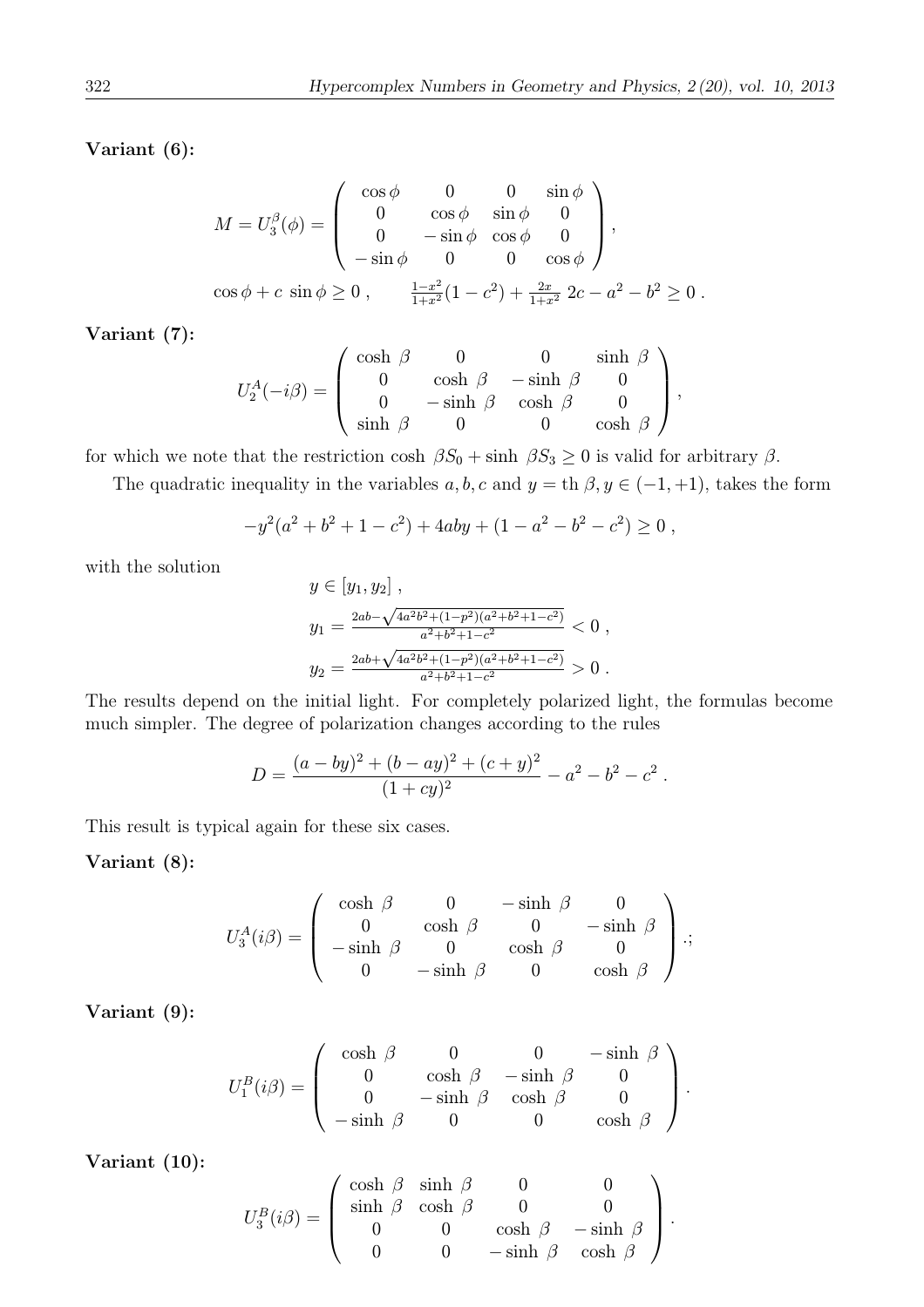**Variant (6):**

$$
M = U_3^{\beta}(\phi) = \left( \begin{array}{cccc} \cos\phi & 0 & 0 & \sin\phi \\ 0 & \cos\phi & \sin\phi & 0 \\ 0 & -\sin\phi & \cos\phi & 0 \\ -\sin\phi & 0 & 0 & \cos\phi \end{array} \right) ,
$$

$$
\cos\phi + c \, \sin\phi \geq 0 \, , \qquad \tfrac{1-x^2}{1+x^2}(1-c^2) + \tfrac{2x}{1+x^2} \, 2c - a^2 - b^2 \geq 0 \, .
$$

**Variant (7):**

$$
U_2^A(-i\beta) = \left( \begin{array}{cccc} \cosh\,\beta & 0 & 0 & \sinh\,\beta \\ 0 & \cosh\,\beta & -\sinh\,\beta & 0 \\ 0 & -\sinh\,\beta & \cosh\,\beta & 0 \\ \sinh\,\beta & 0 & 0 & \cosh\,\beta \end{array} \right) ,
$$

for which we note that the restriction $\cosh\,\beta S_0 + \sinh\,\beta S_3 \geq 0$ is valid for arbitrary $\beta$.

The quadratic inequality in the variables $a, b, c$ and $y = \text{th}\,\beta, y \in (-1, +1)$, takes the form

$$
-y^2(a^2 + b^2 + 1 - c^2) + 4aby + (1 - a^2 - b^2 - c^2) \geq 0 \, ,
$$

with the solution

$$
y \in [y_1, y_2] \, ,
$$

$$
y_1 = \tfrac{2ab - \sqrt{4a^2b^2 + (1-p^2)(a^2+b^2+1-c^2)}}{a^2+b^2+1-c^2} < 0 \, ,
$$

$$
y_2 = \tfrac{2ab + \sqrt{4a^2b^2 + (1-p^2)(a^2+b^2+1-c^2)}}{a^2+b^2+1-c^2} > 0 \, .
$$

The results depend on the initial light. For completely polarized light, the formulas become much simpler. The degree of polarization changes according to the rules

$$
D = \frac{(a - by)^2 + (b - ay)^2 + (c + y)^2}{(1 + cy)^2} - a^2 - b^2 - c^2 \, .
$$

This result is typical again for these six cases.

**Variant (8):**

$$
U_3^A(i\beta) = \left( \begin{array}{cccc} \cosh\,\beta & 0 & -\sinh\,\beta & 0 \\ 0 & \cosh\,\beta & 0 & -\sinh\,\beta \\ -\sinh\,\beta & 0 & \cosh\,\beta & 0 \\ 0 & -\sinh\,\beta & 0 & \cosh\,\beta \end{array} \right) .;
$$

**Variant (9):**

$$
U_1^B(i\beta) = \left( \begin{array}{cccc} \cosh\,\beta & 0 & 0 & -\sinh\,\beta \\ 0 & \cosh\,\beta & -\sinh\,\beta & 0 \\ 0 & -\sinh\,\beta & \cosh\,\beta & 0 \\ -\sinh\,\beta & 0 & 0 & \cosh\,\beta \end{array} \right) .
$$

**Variant (10):**

$$
U_3^B(i\beta) = \left( \begin{array}{cccc} \cosh\,\beta & \sinh\,\beta & 0 & 0 \\ \sinh\,\beta & \cosh\,\beta & 0 & 0 \\ 0 & 0 & \cosh\,\beta & -\sinh\,\beta \\ 0 & 0 & -\sinh\,\beta & \cosh\,\beta \end{array} \right) .
$$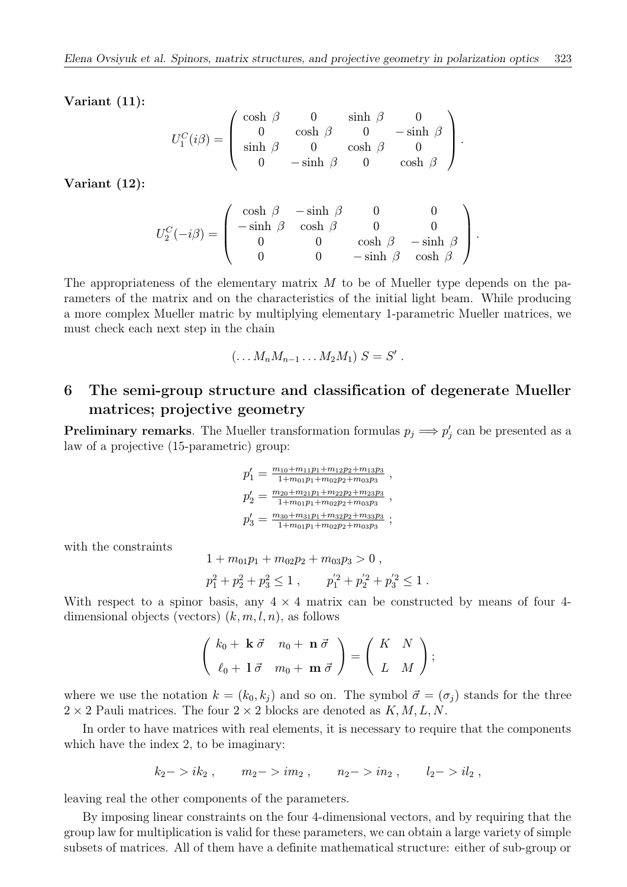**Variant (11):**

$$
U_1^C(i\beta) = \left( \begin{array}{cccc} \cosh\,\beta & 0 & \sinh\,\beta & 0 \\ 0 & \cosh\,\beta & 0 & -\sinh\,\beta \\ \sinh\,\beta & 0 & \cosh\,\beta & 0 \\ 0 & -\sinh\,\beta & 0 & \cosh\,\beta \end{array} \right) .
$$

**Variant (12):**

$$
U_2^C(-i\beta) = \left( \begin{array}{cccc} \cosh\,\beta & -\sinh\,\beta & 0 & 0 \\ -\sinh\,\beta & \cosh\,\beta & 0 & 0 \\ 0 & 0 & \cosh\,\beta & -\sinh\,\beta \\ 0 & 0 & -\sinh\,\beta & \cosh\,\beta \end{array} \right) .
$$

The appropriateness of the elementary matrix $M$ to be of Mueller type depends on the parameters of the matrix and on the characteristics of the initial light beam. While producing a more complex Mueller matric by multiplying elementary 1-parametric Mueller matrices, we must check each next step in the chain

$$
(\ldots M_n M_{n-1} \ldots M_2 M_1)\; S = S' \; .
$$

## 6 The semi-group structure and classification of degenerate Mueller matrices; projective geometry

**Preliminary remarks**. The Mueller transformation formulas $p_j \Longrightarrow p'_j$ can be presented as a law of a projective (15-parametric) group:

$$
p'_1 = \frac{m_{10}+m_{11}p_1+m_{12}p_2+m_{13}p_3}{1+m_{01}p_1+m_{02}p_2+m_{03}p_3} \; ,
$$
$$
p'_2 = \frac{m_{20}+m_{21}p_1+m_{22}p_2+m_{23}p_3}{1+m_{01}p_1+m_{02}p_2+m_{03}p_3} \; ,
$$
$$
p'_3 = \frac{m_{30}+m_{31}p_1+m_{32}p_2+m_{33}p_3}{1+m_{01}p_1+m_{02}p_2+m_{03}p_3} \; ;
$$

with the constraints

$$
1 + m_{01}p_1 + m_{02}p_2 + m_{03}p_3 > 0 \; ,
$$
$$
p_1^2 + p_2^2 + p_3^2 \leq 1 \; , \qquad p_1'^2 + p_2'^2 + p_3'^2 \leq 1 \; .
$$

With respect to a spinor basis, any $4 \times 4$ matrix can be constructed by means of four 4-dimensional objects (vectors) $(k, m, l, n)$, as follows

$$
\left( \begin{array}{cc} k_0 + \,\mathbf{k}\,\vec{\sigma} & n_0 + \,\mathbf{n}\,\vec{\sigma} \\ \ell_0 + \,\mathbf{l}\,\vec{\sigma} & m_0 + \,\mathbf{m}\,\vec{\sigma} \end{array} \right) = \left( \begin{array}{cc} K & N \\ L & M \end{array} \right) ;
$$

where we use the notation $k = (k_0, k_j)$ and so on. The symbol $\vec{\sigma} = (\sigma_j)$ stands for the three $2 \times 2$ Pauli matrices. The four $2 \times 2$ blocks are denoted as $K, M, L, N$.

In order to have matrices with real elements, it is necessary to require that the components which have the index 2, to be imaginary:

$$
k_2 -> ik_2 \; , \qquad m_2 -> im_2 \; , \qquad n_2 -> in_2 \; , \qquad l_2 -> il_2 \; ,
$$

leaving real the other components of the parameters.

By imposing linear constraints on the four 4-dimensional vectors, and by requiring that the group law for multiplication is valid for these parameters, we can obtain a large variety of simple subsets of matrices. All of them have a definite mathematical structure: either of sub-group or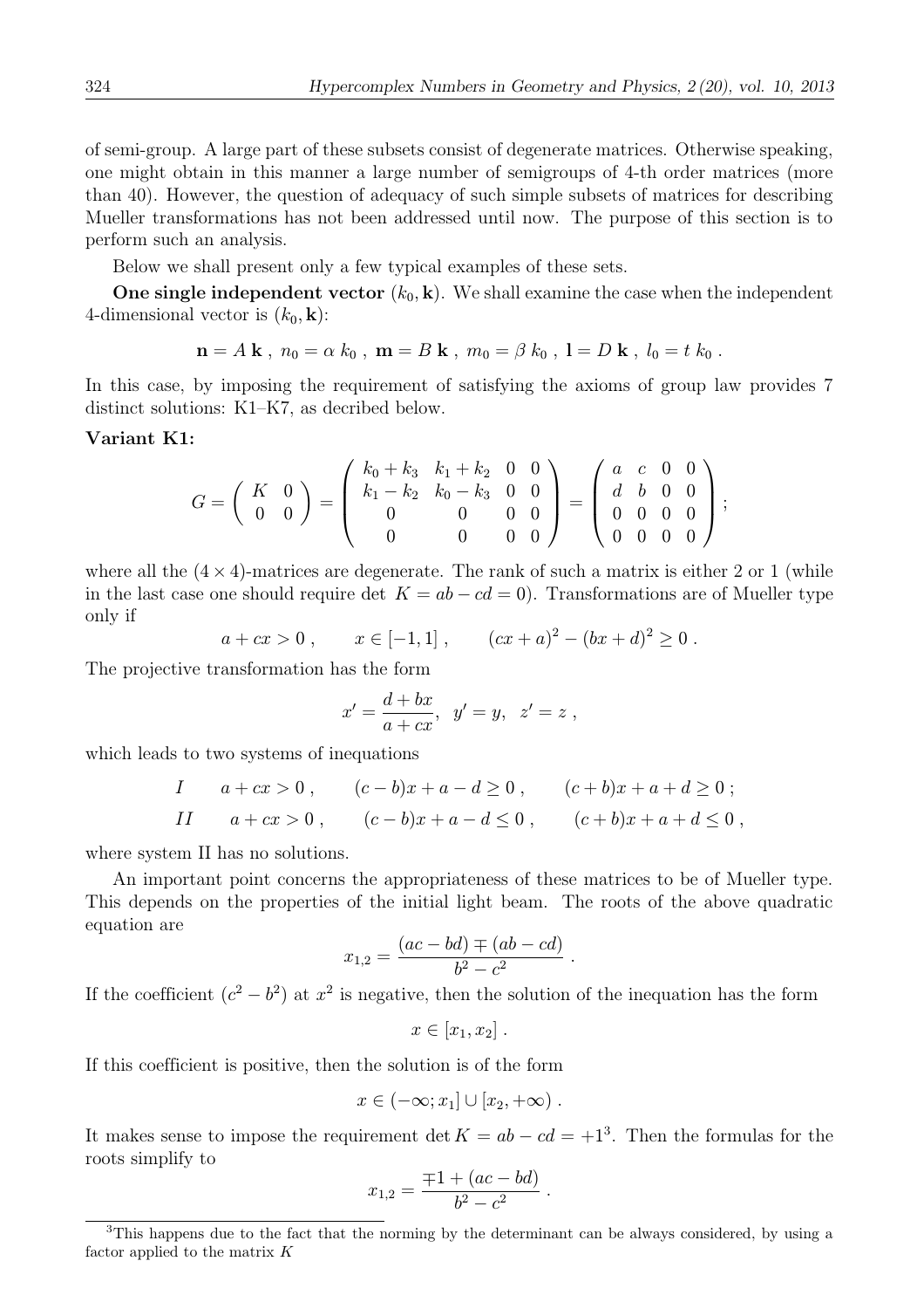of semi-group. A large part of these subsets consist of degenerate matrices. Otherwise speaking, one might obtain in this manner a large number of semigroups of 4-th order matrices (more than 40). However, the question of adequacy of such simple subsets of matrices for describing Mueller transformations has not been addressed until now. The purpose of this section is to perform such an analysis.

Below we shall present only a few typical examples of these sets.

**One single independent vector** $(k_0, \mathbf{k})$. We shall examine the case when the independent 4-dimensional vector is $(k_0, \mathbf{k})$:

$$\mathbf{n} = A\,\mathbf{k}\ ,\ n_0 = \alpha\, k_0\ ,\ \mathbf{m} = B\,\mathbf{k}\ ,\ m_0 = \beta\, k_0\ ,\ \mathbf{l} = D\,\mathbf{k}\ ,\ l_0 = t\, k_0\ .$$

In this case, by imposing the requirement of satisfying the axioms of group law provides 7 distinct solutions: K1–K7, as decribed below.

**Variant K1:**

$$G = \left(\begin{array}{cc} K & 0 \\ 0 & 0 \end{array}\right) = \left(\begin{array}{cccc} k_0 + k_3 & k_1 + k_2 & 0 & 0 \\ k_1 - k_2 & k_0 - k_3 & 0 & 0 \\ 0 & 0 & 0 & 0 \\ 0 & 0 & 0 & 0 \end{array}\right) = \left(\begin{array}{cccc} a & c & 0 & 0 \\ d & b & 0 & 0 \\ 0 & 0 & 0 & 0 \\ 0 & 0 & 0 & 0 \end{array}\right);$$

where all the $(4\times 4)$-matrices are degenerate. The rank of such a matrix is either 2 or 1 (while in the last case one should require det $K = ab - cd = 0$). Transformations are of Mueller type only if

$$a + cx > 0\ , \qquad x \in [-1, 1]\ , \qquad (cx + a)^2 - (bx + d)^2 \geq 0\ .$$

The projective transformation has the form

$$x' = \frac{d + bx}{a + cx},\ \ y' = y,\ \ z' = z\ ,$$

which leads to two systems of inequations

$$\begin{array}{llll} I & a + cx > 0\ , & (c - b)x + a - d \geq 0\ , & (c + b)x + a + d \geq 0\ ; \\ II & a + cx > 0\ , & (c - b)x + a - d \leq 0\ , & (c + b)x + a + d \leq 0\ , \end{array}$$

where system II has no solutions.

An important point concerns the appropriateness of these matrices to be of Mueller type. This depends on the properties of the initial light beam. The roots of the above quadratic equation are

$$x_{1,2} = \frac{(ac - bd) \mp (ab - cd)}{b^2 - c^2}\ .$$

If the coefficient $(c^2 - b^2)$ at $x^2$ is negative, then the solution of the inequation has the form

$$x \in [x_1, x_2]\ .$$

If this coefficient is positive, then the solution is of the form

$$x \in (-\infty; x_1] \cup [x_2, +\infty)\ .$$

It makes sense to impose the requirement $\det K = ab - cd = +1$[3]. Then the formulas for the roots simplify to

$$x_{1,2} = \frac{\mp 1 + (ac - bd)}{b^2 - c^2}\ .$$

[3]This happens due to the fact that the norming by the determinant can be always considered, by using a factor applied to the matrix $K$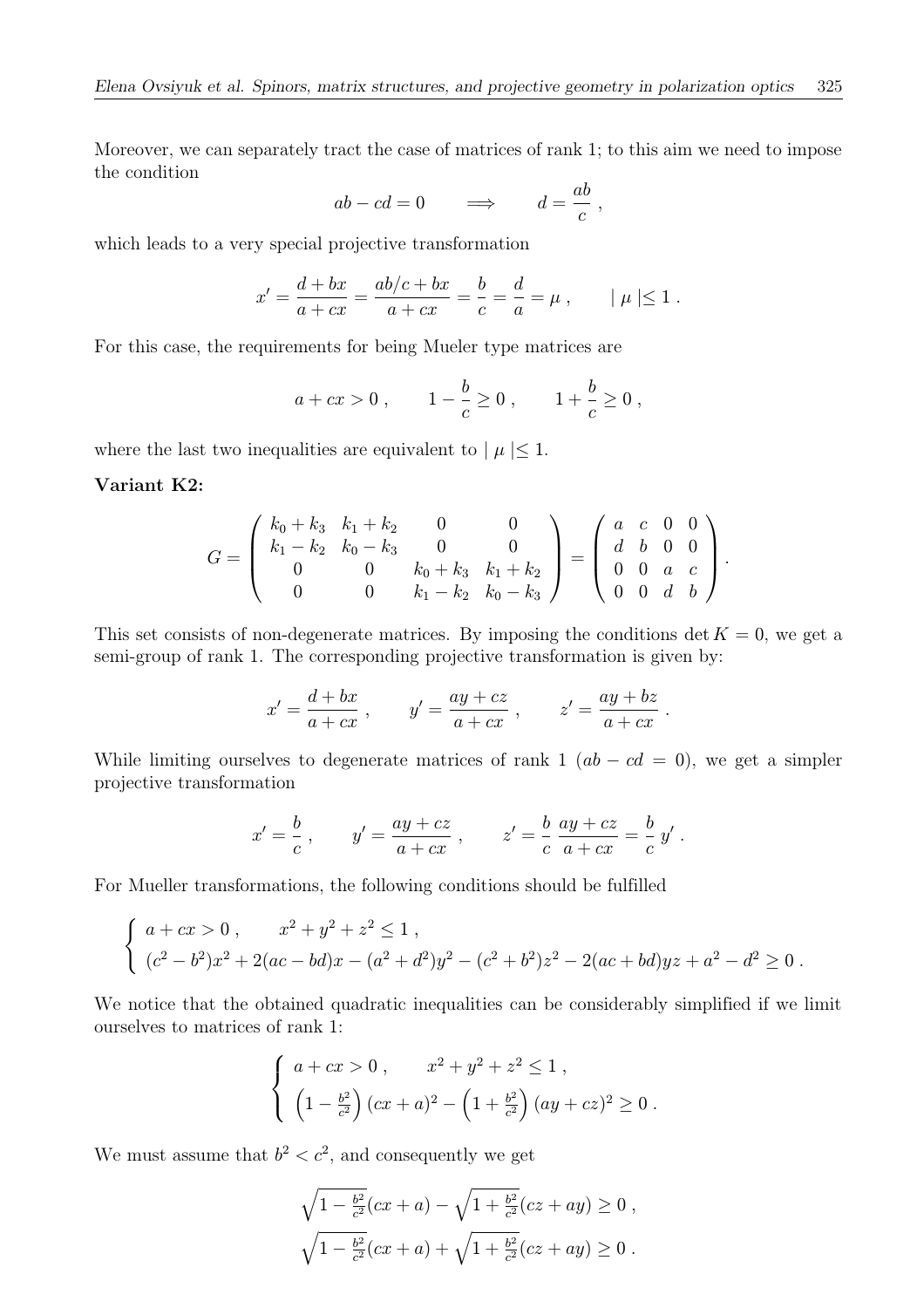Moreover, we can separately tract the case of matrices of rank 1; to this aim we need to impose the condition

$$ab - cd = 0 \qquad \Longrightarrow \qquad d = \frac{ab}{c} \ ,$$

which leads to a very special projective transformation

$$x' = \frac{d + bx}{a + cx} = \frac{ab/c + bx}{a + cx} = \frac{b}{c} = \frac{d}{a} = \mu \ , \qquad | \, \mu \, | \leq 1 \ .$$

For this case, the requirements for being Mueler type matrices are

$$a + cx > 0 \ , \qquad 1 - \frac{b}{c} \geq 0 \ , \qquad 1 + \frac{b}{c} \geq 0 \ ,$$

where the last two inequalities are equivalent to $| \, \mu \, | \leq 1$.

**Variant K2:**

$$G = \left( \begin{array}{cccc} k_0 + k_3 & k_1 + k_2 & 0 & 0 \\ k_1 - k_2 & k_0 - k_3 & 0 & 0 \\ 0 & 0 & k_0 + k_3 & k_1 + k_2 \\ 0 & 0 & k_1 - k_2 & k_0 - k_3 \end{array} \right) = \left( \begin{array}{cccc} a & c & 0 & 0 \\ d & b & 0 & 0 \\ 0 & 0 & a & c \\ 0 & 0 & d & b \end{array} \right) .$$

This set consists of non-degenerate matrices. By imposing the conditions $\det K = 0$, we get a semi-group of rank 1. The corresponding projective transformation is given by:

$$x' = \frac{d + bx}{a + cx} \ , \qquad y' = \frac{ay + cz}{a + cx} \ , \qquad z' = \frac{ay + bz}{a + cx} \ .$$

While limiting ourselves to degenerate matrices of rank 1 ($ab - cd = 0$), we get a simpler projective transformation

$$x' = \frac{b}{c} \ , \qquad y' = \frac{ay + cz}{a + cx} \ , \qquad z' = \frac{b}{c} \ \frac{ay + cz}{a + cx} = \frac{b}{c} \ y' \ .$$

For Mueller transformations, the following conditions should be fulfilled

$$\left\{ \begin{array}{l} a + cx > 0 \ , \qquad x^2 + y^2 + z^2 \leq 1 \ , \\ (c^2 - b^2)x^2 + 2(ac - bd)x - (a^2 + d^2)y^2 - (c^2 + b^2)z^2 - 2(ac + bd)yz + a^2 - d^2 \geq 0 \ . \end{array} \right.$$

We notice that the obtained quadratic inequalities can be considerably simplified if we limit ourselves to matrices of rank 1:

$$\left\{ \begin{array}{l} a + cx > 0 \ , \qquad x^2 + y^2 + z^2 \leq 1 \ , \\ \left(1 - \frac{b^2}{c^2}\right)(cx + a)^2 - \left(1 + \frac{b^2}{c^2}\right)(ay + cz)^2 \geq 0 \ . \end{array} \right.$$

We must assume that $b^2 < c^2$, and consequently we get

$$\sqrt{1 - \tfrac{b^2}{c^2}}(cx + a) - \sqrt{1 + \tfrac{b^2}{c^2}}(cz + ay) \geq 0 \ ,$$

$$\sqrt{1 - \tfrac{b^2}{c^2}}(cx + a) + \sqrt{1 + \tfrac{b^2}{c^2}}(cz + ay) \geq 0 \ .$$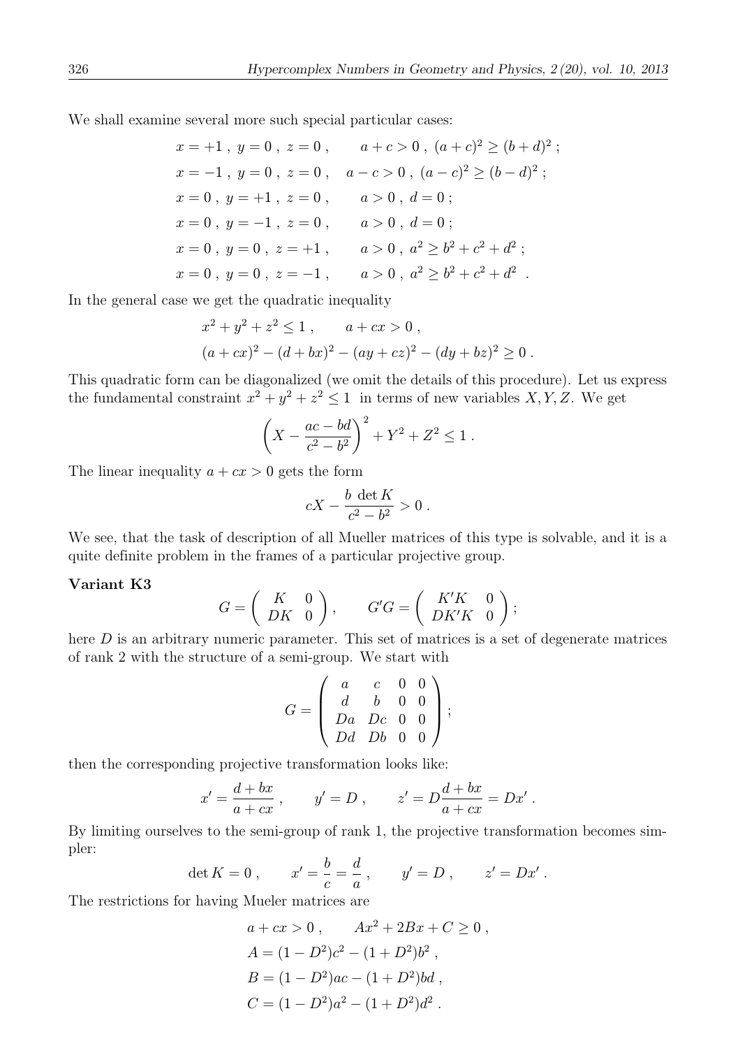We shall examine several more such special particular cases:

$$
\begin{aligned}
&x = +1\,,\ y = 0\,,\ z = 0\,, \qquad a + c > 0\,,\ (a+c)^2 \geq (b+d)^2\,;\\
&x = -1\,,\ y = 0\,,\ z = 0\,, \quad\ \ a - c > 0\,,\ (a-c)^2 \geq (b-d)^2\,;\\
&x = 0\,,\ y = +1\,,\ z = 0\,, \qquad a > 0\,,\ d = 0\,;\\
&x = 0\,,\ y = -1\,,\ z = 0\,, \qquad a > 0\,,\ d = 0\,;\\
&x = 0\,,\ y = 0\,,\ z = +1\,, \qquad a > 0\,,\ a^2 \geq b^2 + c^2 + d^2\,;\\
&x = 0\,,\ y = 0\,,\ z = -1\,, \qquad a > 0\,,\ a^2 \geq b^2 + c^2 + d^2\ .
\end{aligned}
$$

In the general case we get the quadratic inequality

$$
\begin{aligned}
&x^2 + y^2 + z^2 \leq 1\,, \qquad a + cx > 0\,,\\
&(a+cx)^2 - (d+bx)^2 - (ay+cz)^2 - (dy+bz)^2 \geq 0\,.
\end{aligned}
$$

This quadratic form can be diagonalized (we omit the details of this procedure). Let us express the fundamental constraint $x^2 + y^2 + z^2 \leq 1$ in terms of new variables $X, Y, Z$. We get

$$
\left( X - \frac{ac - bd}{c^2 - b^2} \right)^2 + Y^2 + Z^2 \leq 1\,.
$$

The linear inequality $a + cx > 0$ gets the form

$$
cX - \frac{b\ \det K}{c^2 - b^2} > 0\,.
$$

We see, that the task of description of all Mueller matrices of this type is solvable, and it is a quite definite problem in the frames of a particular projective group.

**Variant K3**

$$
G = \left( \begin{array}{cc} K & 0 \\ DK & 0 \end{array} \right), \qquad G'G = \left( \begin{array}{cc} K'K & 0 \\ DK'K & 0 \end{array} \right);
$$

here $D$ is an arbitrary numeric parameter. This set of matrices is a set of degenerate matrices of rank 2 with the structure of a semi-group. We start with

$$
G = \left( \begin{array}{cccc} a & c & 0 & 0 \\ d & b & 0 & 0 \\ Da & Dc & 0 & 0 \\ Dd & Db & 0 & 0 \end{array} \right);
$$

then the corresponding projective transformation looks like:

$$
x' = \frac{d + bx}{a + cx}\,, \qquad y' = D\,, \qquad z' = D\frac{d + bx}{a + cx} = Dx'\,.
$$

By limiting ourselves to the semi-group of rank 1, the projective transformation becomes simpler:

$$
\det K = 0\,, \qquad x' = \frac{b}{c} = \frac{d}{a}\,, \qquad y' = D\,, \qquad z' = Dx'\,.
$$

The restrictions for having Mueler matrices are

$$
\begin{aligned}
&a + cx > 0\,, \qquad Ax^2 + 2Bx + C \geq 0\,,\\
&A = (1 - D^2)c^2 - (1 + D^2)b^2\,,\\
&B = (1 - D^2)ac - (1 + D^2)bd\,,\\
&C = (1 - D^2)a^2 - (1 + D^2)d^2\,.
\end{aligned}
$$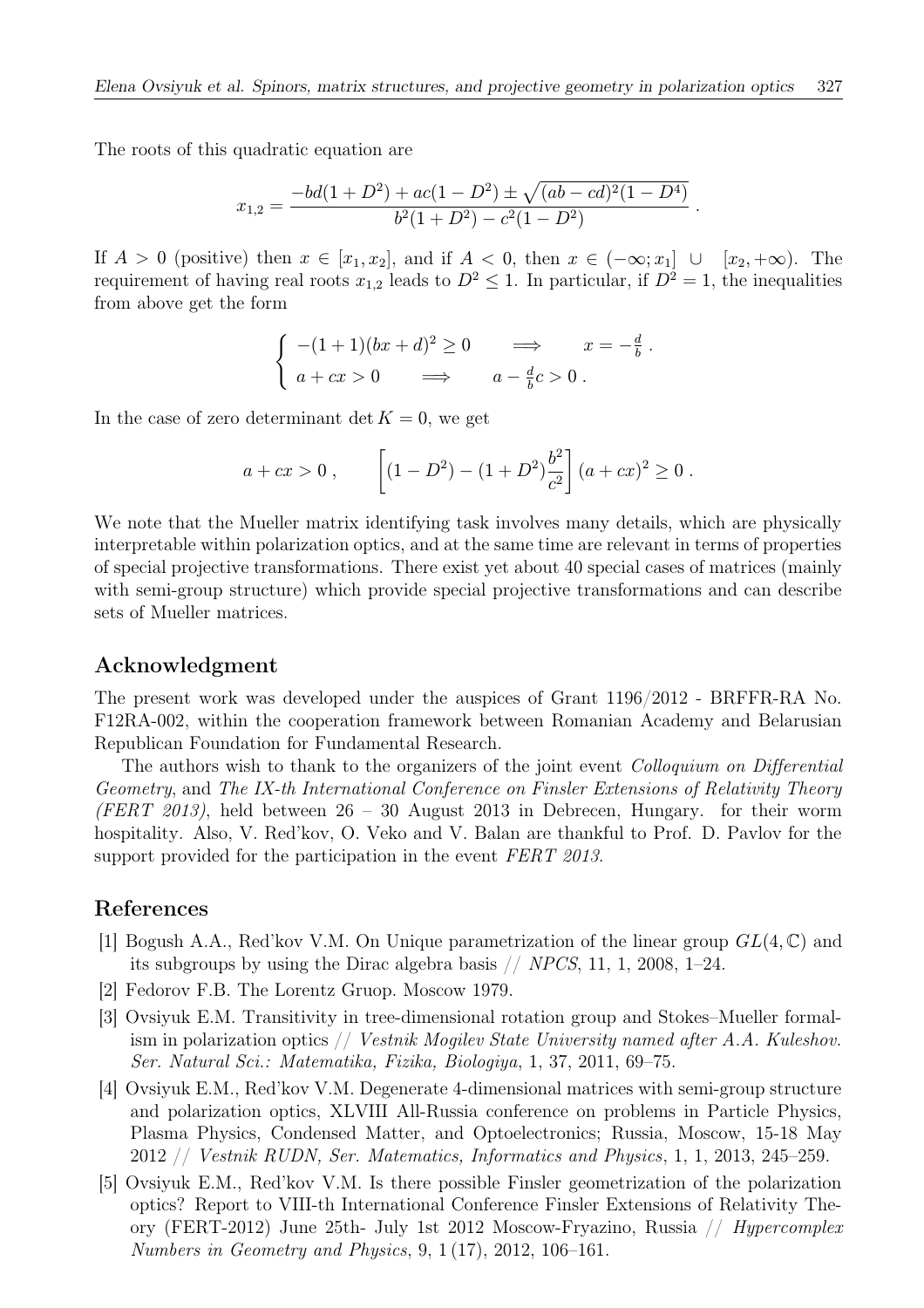The roots of this quadratic equation are

$$x_{1,2} = \frac{-bd(1+D^2) + ac(1-D^2) \pm \sqrt{(ab-cd)^2(1-D^4)}}{b^2(1+D^2) - c^2(1-D^2)} .$$

If $A > 0$ (positive) then $x \in [x_1, x_2]$, and if $A < 0$, then $x \in (-\infty; x_1] \cup [x_2, +\infty)$. The requirement of having real roots $x_{1,2}$ leads to $D^2 \leq 1$. In particular, if $D^2 = 1$, the inequalities from above get the form

$$\begin{cases} -(1+1)(bx+d)^2 \geq 0 \qquad \Longrightarrow \qquad x = -\frac{d}{b} . \\ a + cx > 0 \qquad \Longrightarrow \qquad a - \frac{d}{b}c > 0 . \end{cases}$$

In the case of zero determinant $\det K = 0$, we get

$$a + cx > 0 , \qquad \left[(1-D^2) - (1+D^2)\frac{b^2}{c^2}\right](a+cx)^2 \geq 0 .$$

We note that the Mueller matrix identifying task involves many details, which are physically interpretable within polarization optics, and at the same time are relevant in terms of properties of special projective transformations. There exist yet about 40 special cases of matrices (mainly with semi-group structure) which provide special projective transformations and can describe sets of Mueller matrices.

## Acknowledgment

The present work was developed under the auspices of Grant 1196/2012 - BRFFR-RA No. F12RA-002, within the cooperation framework between Romanian Academy and Belarusian Republican Foundation for Fundamental Research.

The authors wish to thank to the organizers of the joint event *Colloquium on Differential Geometry*, and *The IX-th International Conference on Finsler Extensions of Relativity Theory (FERT 2013)*, held between 26 – 30 August 2013 in Debrecen, Hungary. for their worm hospitality. Also, V. Red'kov, O. Veko and V. Balan are thankful to Prof. D. Pavlov for the support provided for the participation in the event *FERT 2013*.

## References

[1] Bogush A.A., Red'kov V.M. On Unique parametrization of the linear group $GL(4, \mathbb{C})$ and its subgroups by using the Dirac algebra basis // *NPCS*, 11, 1, 2008, 1–24.

[2] Fedorov F.B. The Lorentz Gruop. Moscow 1979.

[3] Ovsiyuk E.M. Transitivity in tree-dimensional rotation group and Stokes–Mueller formalism in polarization optics // *Vestnik Mogilev State University named after A.A. Kuleshov. Ser. Natural Sci.: Matematika, Fizika, Biologiya*, 1, 37, 2011, 69–75.

[4] Ovsiyuk E.M., Red'kov V.M. Degenerate 4-dimensional matrices with semi-group structure and polarization optics, XLVIII All-Russia conference on problems in Particle Physics, Plasma Physics, Condensed Matter, and Optoelectronics; Russia, Moscow, 15-18 May 2012 // *Vestnik RUDN, Ser. Matematics, Informatics and Physics*, 1, 1, 2013, 245–259.

[5] Ovsiyuk E.M., Red'kov V.M. Is there possible Finsler geometrization of the polarization optics? Report to VIII-th International Conference Finsler Extensions of Relativity Theory (FERT-2012) June 25th- July 1st 2012 Moscow-Fryazino, Russia // *Hypercomplex Numbers in Geometry and Physics*, 9, 1 (17), 2012, 106–161.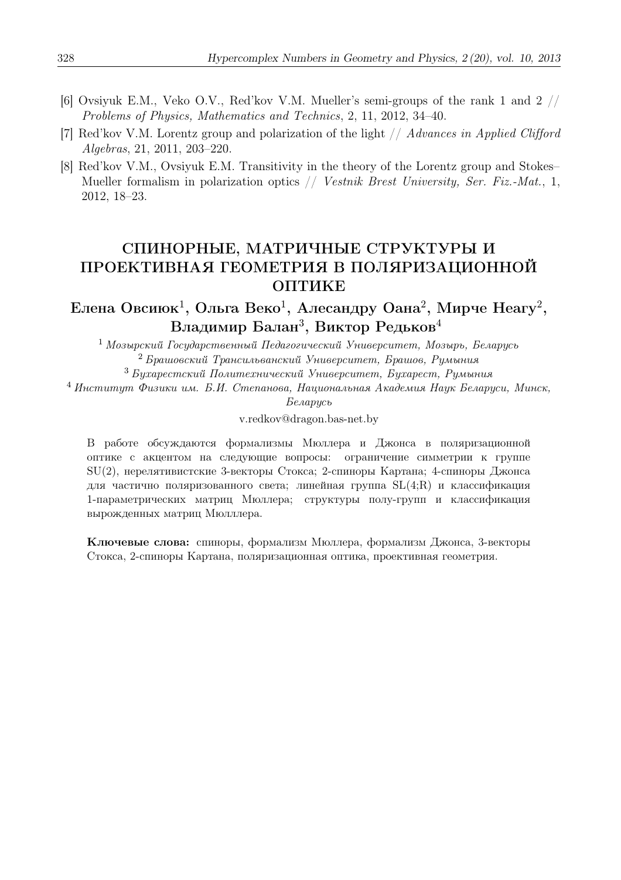[6] Ovsiyuk E.M., Veko O.V., Red'kov V.M. Mueller's semi-groups of the rank 1 and 2 // *Problems of Physics, Mathematics and Technics*, 2, 11, 2012, 34–40.

[7] Red'kov V.M. Lorentz group and polarization of the light // *Advances in Applied Clifford Algebras*, 21, 2011, 203–220.

[8] Red'kov V.M., Ovsiyuk E.M. Transitivity in the theory of the Lorentz group and Stokes–Mueller formalism in polarization optics // *Vestnik Brest University, Ser. Fiz.-Mat.*, 1, 2012, 18–23.

# СПИНОРНЫЕ, МАТРИЧНЫЕ СТРУКТУРЫ И ПРОЕКТИВНАЯ ГЕОМЕТРИЯ В ПОЛЯРИЗАЦИОННОЙ ОПТИКЕ

**Елена Овсиюк[1], Ольга Веко[1], Алесандру Оана[2], Мирче Неагу[2], Владимир Балан[3], Виктор Редьков[4]**

[1] *Мозырский Государственный Педагогический Университет, Мозырь, Беларусь*

[2] *Брашовский Трансильванский Университет, Брашов, Румыния*

[3] *Бухарестский Политехнический Университет, Бухарест, Румыния*

[4] *Институт Физики им. Б.И. Степанова, Национальная Академия Наук Беларуси, Минск, Беларусь*

v.redkov@dragon.bas-net.by

В работе обсуждаются формализмы Мюллера и Джонса в поляризационной оптике с акцентом на следующие вопросы: ограничение симметрии к группе SU(2), нерелятивистские 3-векторы Стокса; 2-спиноры Картана; 4-спиноры Джонса для частично поляризованного света; линейная группа SL(4;R) и классификация 1-параметрических матриц Мюллера; структуры полу-групп и классификация вырожденных матриц Мюлллера.

**Ключевые слова:** спиноры, формализм Мюллера, формализм Джонса, 3-векторы Стокса, 2-спиноры Картана, поляризационная оптика, проективная геометрия.